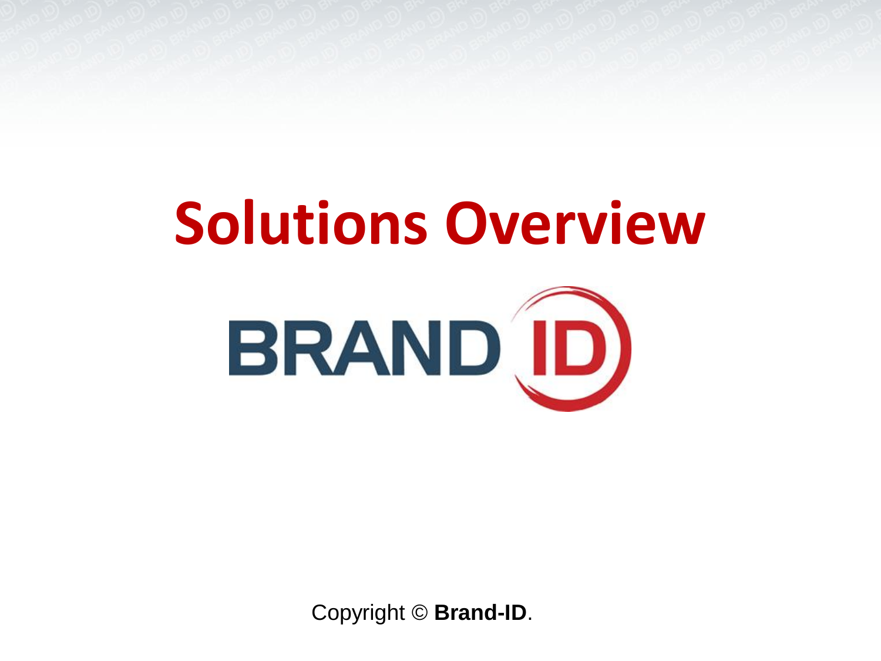# Solutions Overview

BRAND ID

Copyright © **Brand-ID**.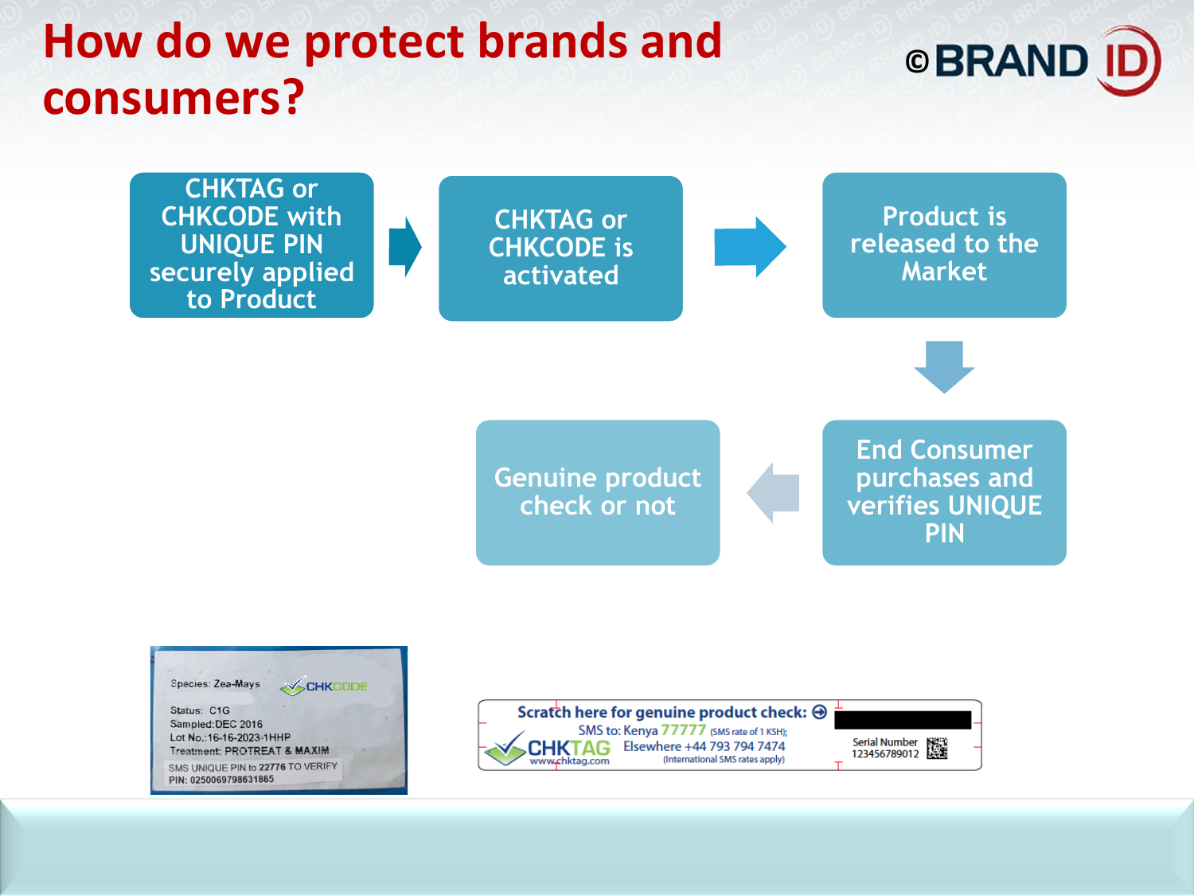# How do we protect brands and consumers?

©BRAND ID

CHKTAG or CHKCODE with UNIQUE PIN securely applied to Product → CHKTAG or CHKCODE is activated → Product is released to the Market → End Consumer purchases and verifies UNIQUE PIN → Genuine product check or not

Species: Zea-Mays
CHKCODE
Status: C1G
Sampled:DEC 2016
Lot No.:16-16-2023-1HHP
Treatment: PROTREAT & MAXIM
SMS UNIQUE PIN to 22776 TO VERIFY
PIN: 0250069798631865

Scratch here for genuine product check:
SMS to: Kenya 77777 (SMS rate of 1 KSH);
Elsewhere +44 793 794 7474 (International SMS rates apply)
CHKTAG
www.chktag.com
Serial Number
123456789012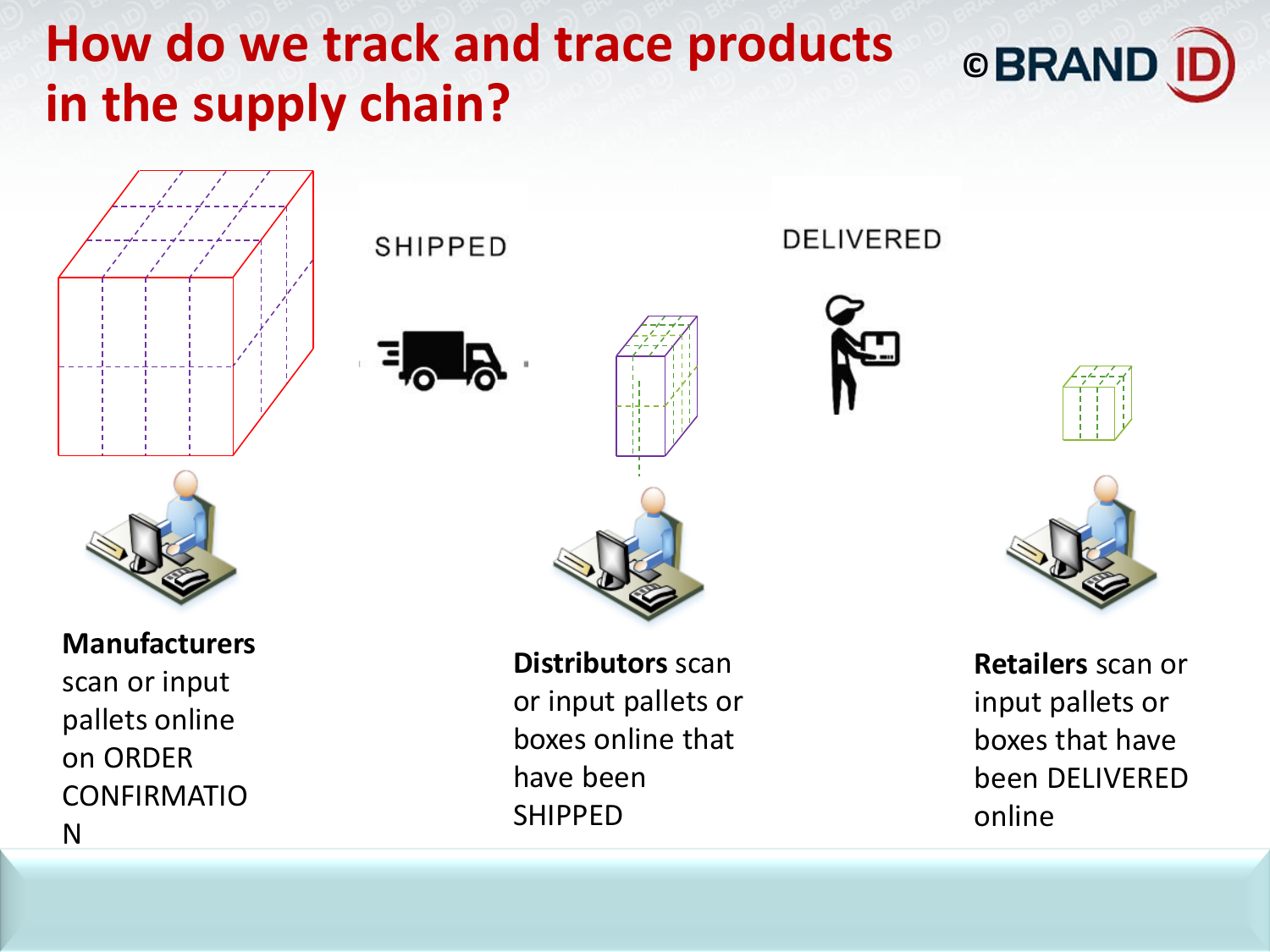# How do we track and trace products in the supply chain?

©BRAND ID

SHIPPED

DELIVERED

**Manufacturers** scan or input pallets online on ORDER CONFIRMATION

**Distributors** scan or input pallets or boxes online that have been SHIPPED

**Retailers** scan or input pallets or boxes that have been DELIVERED online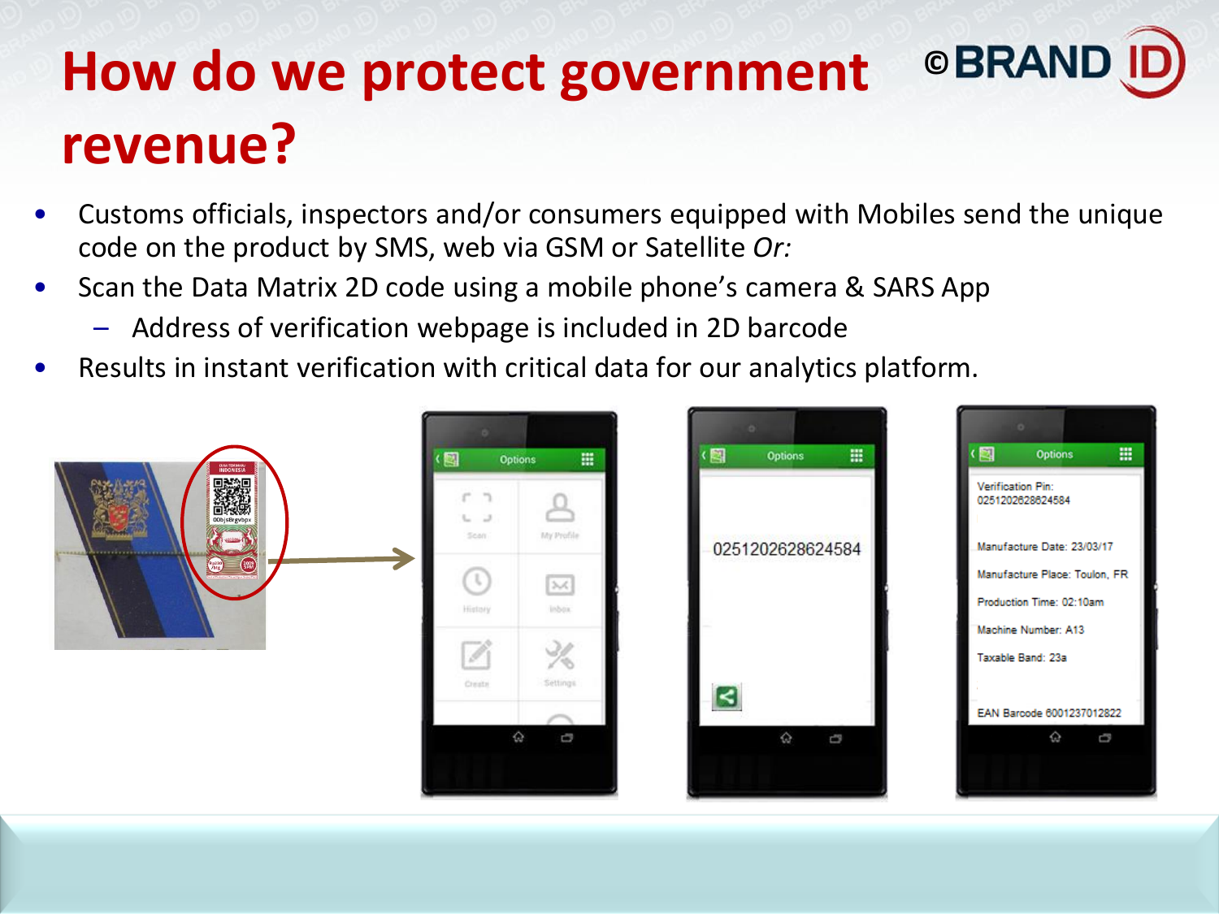# How do we protect government revenue?

- Customs officials, inspectors and/or consumers equipped with Mobiles send the unique code on the product by SMS, web via GSM or Satellite *Or:*
- Scan the Data Matrix 2D code using a mobile phone's camera & SARS App
  - Address of verification webpage is included in 2D barcode
- Results in instant verification with critical data for our analytics platform.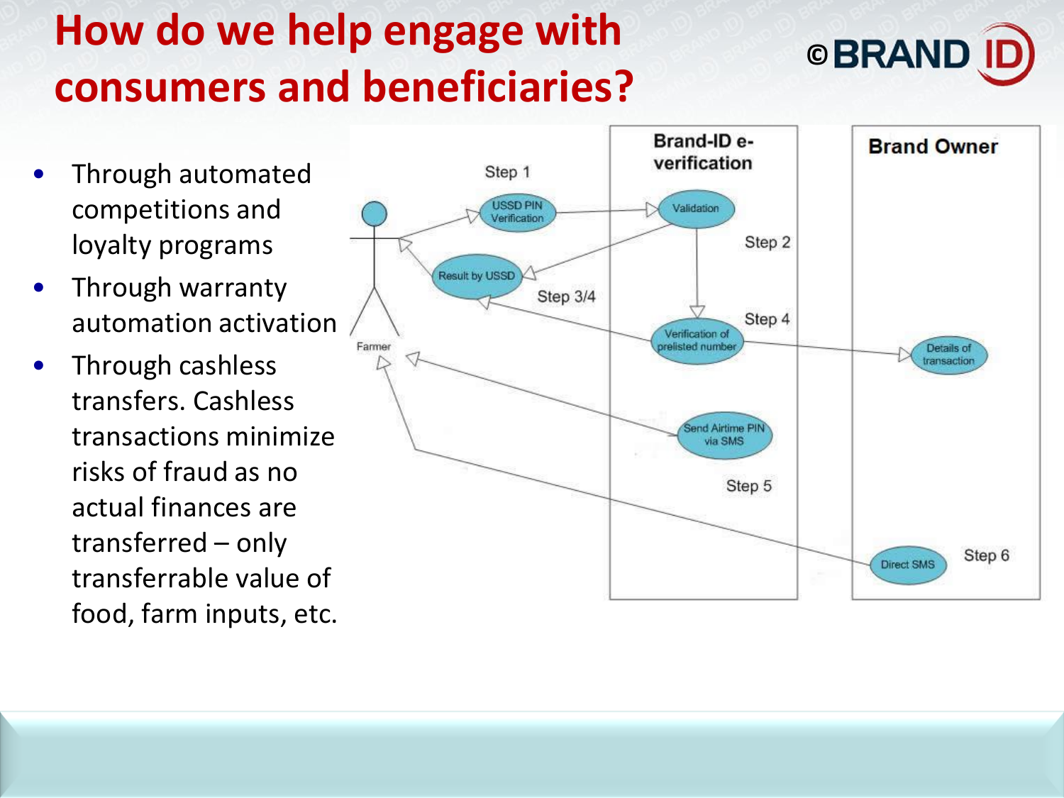# How do we help engage with consumers and beneficiaries?

- Through automated competitions and loyalty programs
- Through warranty automation activation
- Through cashless transfers. Cashless transactions minimize risks of fraud as no actual finances are transferred – only transferrable value of food, farm inputs, etc.

Farmer

Step 1

USSD PIN Verification

Result by USSD

Step 3/4

Brand-ID e-verification

Validation

Step 2

Verification of prelisted number

Step 4

Send Airtime PIN via SMS

Step 5

Brand Owner

Details of transaction

Direct SMS

Step 6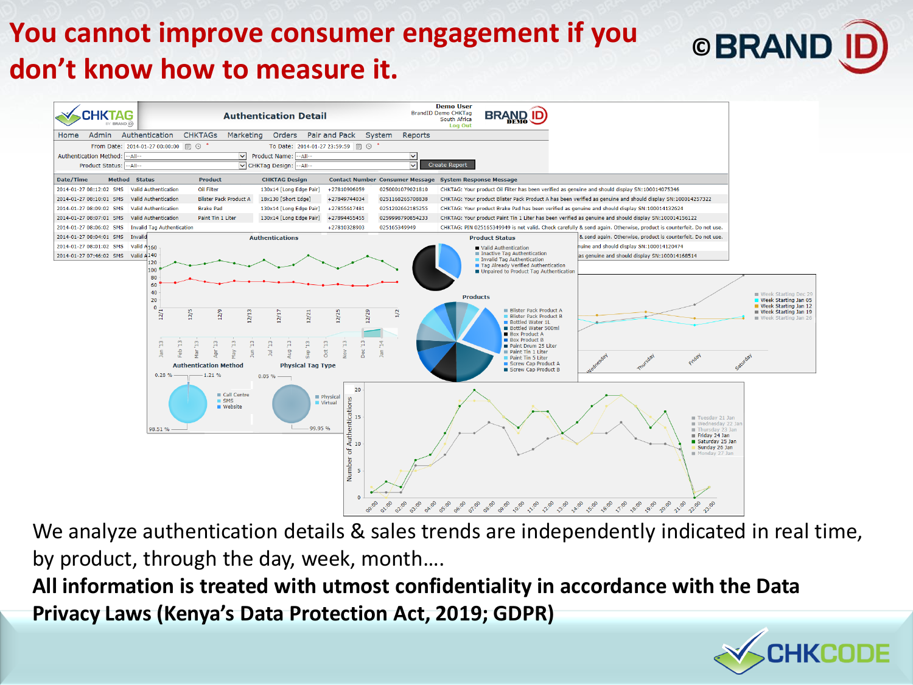# You cannot improve consumer engagement if you don't know how to measure it.

We analyze authentication details & sales trends are independently indicated in real time, by product, through the day, week, month….

**All information is treated with utmost confidentiality in accordance with the Data Privacy Laws (Kenya's Data Protection Act, 2019; GDPR)**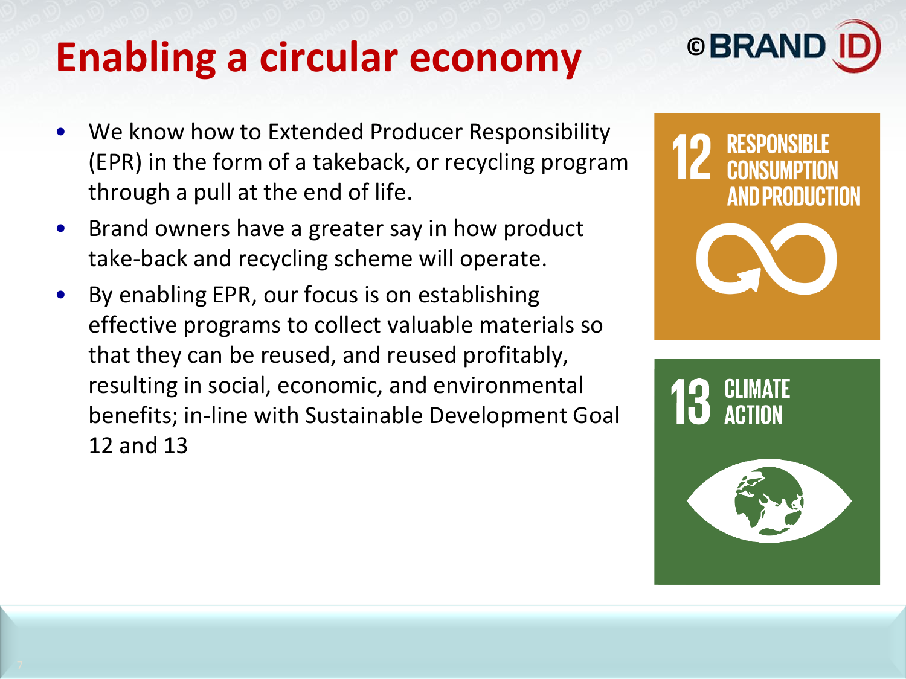# Enabling a circular economy

©BRAND ID

- We know how to Extended Producer Responsibility (EPR) in the form of a takeback, or recycling program through a pull at the end of life.
- Brand owners have a greater say in how product take-back and recycling scheme will operate.
- By enabling EPR, our focus is on establishing effective programs to collect valuable materials so that they can be reused, and reused profitably, resulting in social, economic, and environmental benefits; in-line with Sustainable Development Goal 12 and 13

12 RESPONSIBLE CONSUMPTION AND PRODUCTION

13 CLIMATE ACTION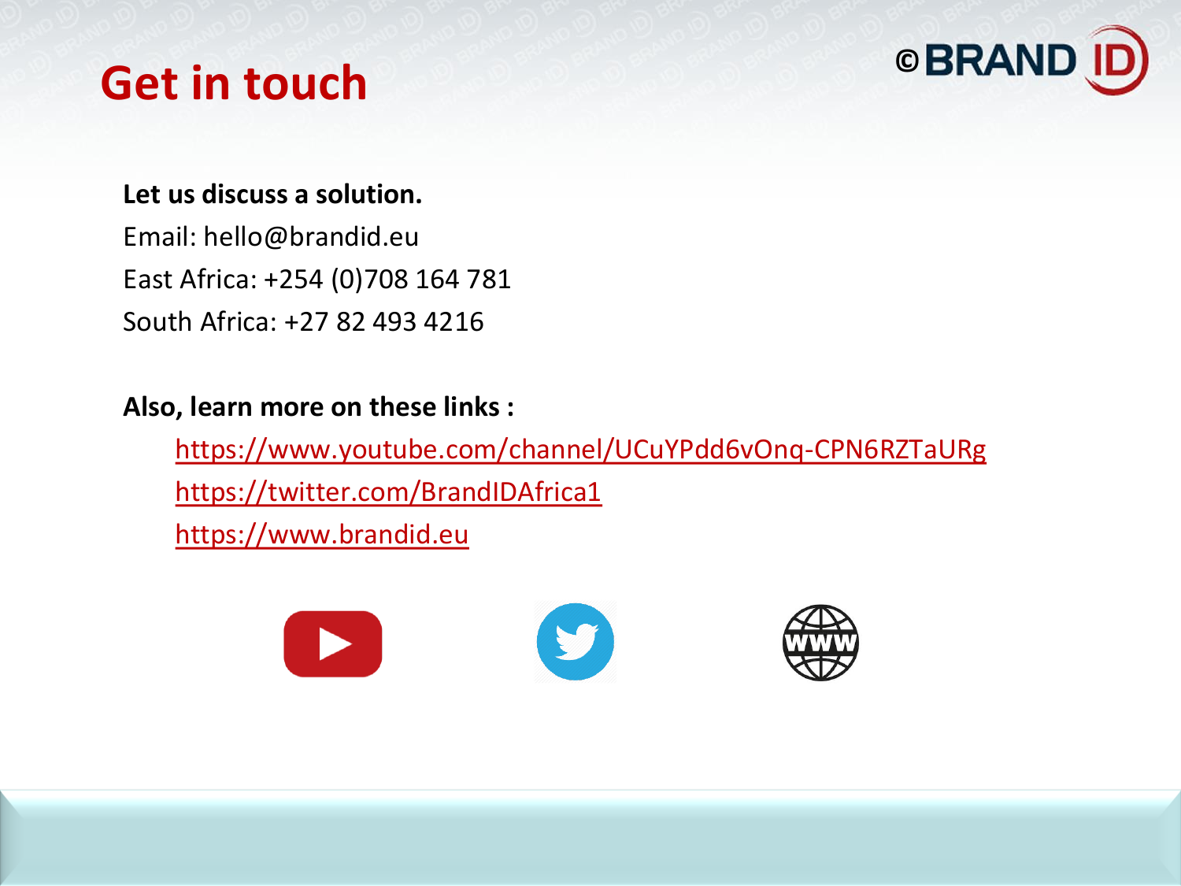# Get in touch

**Let us discuss a solution.**

Email: hello@brandid.eu

East Africa: +254 (0)708 164 781

South Africa: +27 82 493 4216

**Also, learn more on these links :**

- https://www.youtube.com/channel/UCuYPdd6vOnq-CPN6RZTaURg
- https://twitter.com/BrandIDAfrica1
- https://www.brandid.eu